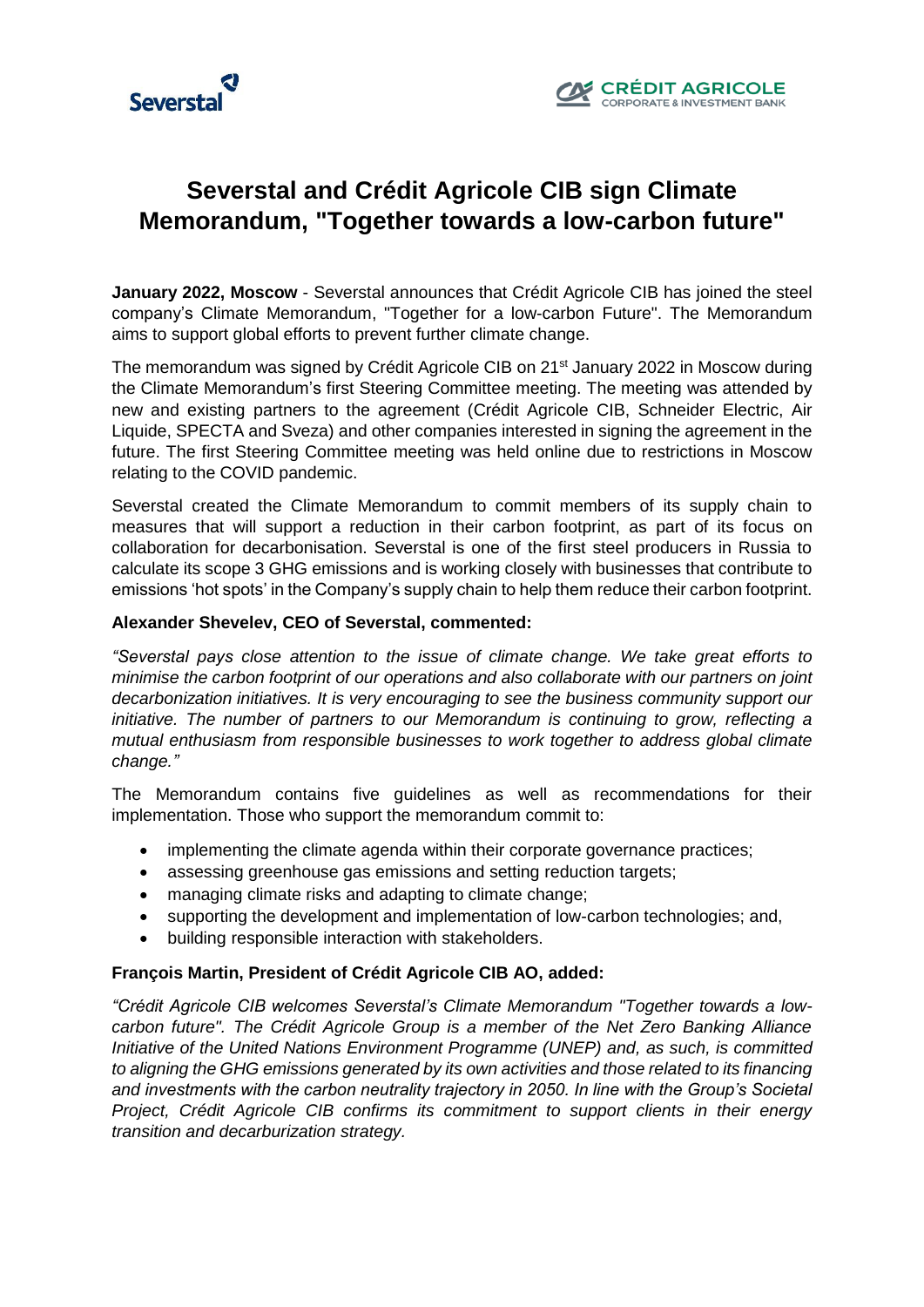# Severstal and Crédit Agricole CIB sign Climate Memorandum, "Together towards a low-carbon future"

**January 2022, Moscow** - Severstal announces that Crédit Agricole CIB has joined the steel company's Climate Memorandum, "Together for a low-carbon Future". The Memorandum aims to support global efforts to prevent further climate change.

The memorandum was signed by Crédit Agricole CIB on 21st January 2022 in Moscow during the Climate Memorandum's first Steering Committee meeting. The meeting was attended by new and existing partners to the agreement (Crédit Agricole CIB, Schneider Electric, Air Liquide, SPECTA and Sveza) and other companies interested in signing the agreement in the future. The first Steering Committee meeting was held online due to restrictions in Moscow relating to the COVID pandemic.

Severstal created the Climate Memorandum to commit members of its supply chain to measures that will support a reduction in their carbon footprint, as part of its focus on collaboration for decarbonisation. Severstal is one of the first steel producers in Russia to calculate its scope 3 GHG emissions and is working closely with businesses that contribute to emissions 'hot spots' in the Company's supply chain to help them reduce their carbon footprint.

**Alexander Shevelev, CEO of Severstal, commented:**

*"Severstal pays close attention to the issue of climate change. We take great efforts to minimise the carbon footprint of our operations and also collaborate with our partners on joint decarbonization initiatives. It is very encouraging to see the business community support our initiative. The number of partners to our Memorandum is continuing to grow, reflecting a mutual enthusiasm from responsible businesses to work together to address global climate change."*

The Memorandum contains five guidelines as well as recommendations for their implementation. Those who support the memorandum commit to:

- implementing the climate agenda within their corporate governance practices;
- assessing greenhouse gas emissions and setting reduction targets;
- managing climate risks and adapting to climate change;
- supporting the development and implementation of low-carbon technologies; and,
- building responsible interaction with stakeholders.

**François Martin, President of Crédit Agricole CIB AO, added:**

*"Crédit Agricole CIB welcomes Severstal's Climate Memorandum "Together towards a low-carbon future". The Crédit Agricole Group is a member of the Net Zero Banking Alliance Initiative of the United Nations Environment Programme (UNEP) and, as such, is committed to aligning the GHG emissions generated by its own activities and those related to its financing and investments with the carbon neutrality trajectory in 2050. In line with the Group's Societal Project, Crédit Agricole CIB confirms its commitment to support clients in their energy transition and decarburization strategy.*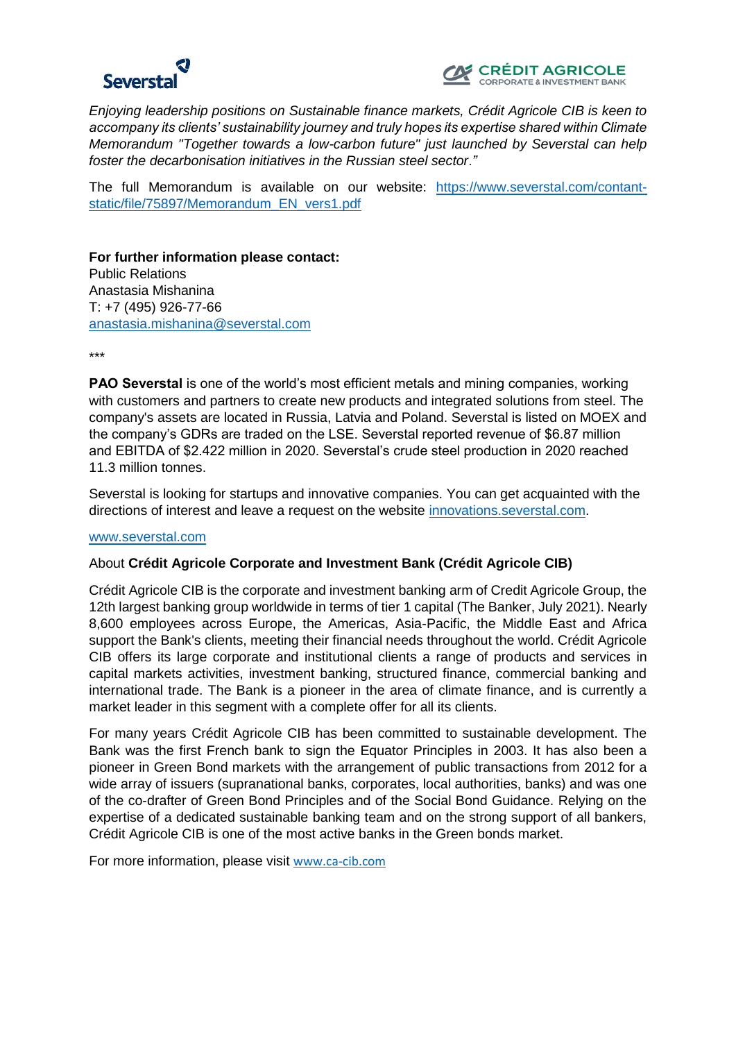*Enjoying leadership positions on Sustainable finance markets, Crédit Agricole CIB is keen to accompany its clients' sustainability journey and truly hopes its expertise shared within Climate Memorandum "Together towards a low-carbon future" just launched by Severstal can help foster the decarbonisation initiatives in the Russian steel sector."*

The full Memorandum is available on our website: https://www.severstal.com/contant-static/file/75897/Memorandum_EN_vers1.pdf

**For further information please contact:**
Public Relations
Anastasia Mishanina
T: +7 (495) 926-77-66
anastasia.mishanina@severstal.com

***

**PAO Severstal** is one of the world's most efficient metals and mining companies, working with customers and partners to create new products and integrated solutions from steel. The company's assets are located in Russia, Latvia and Poland. Severstal is listed on MOEX and the company's GDRs are traded on the LSE. Severstal reported revenue of $6.87 million and EBITDA of $2.422 million in 2020. Severstal's crude steel production in 2020 reached 11.3 million tonnes.

Severstal is looking for startups and innovative companies. You can get acquainted with the directions of interest and leave a request on the website innovations.severstal.com.

www.severstal.com

About **Crédit Agricole Corporate and Investment Bank (Crédit Agricole CIB)**

Crédit Agricole CIB is the corporate and investment banking arm of Credit Agricole Group, the 12th largest banking group worldwide in terms of tier 1 capital (The Banker, July 2021). Nearly 8,600 employees across Europe, the Americas, Asia-Pacific, the Middle East and Africa support the Bank's clients, meeting their financial needs throughout the world. Crédit Agricole CIB offers its large corporate and institutional clients a range of products and services in capital markets activities, investment banking, structured finance, commercial banking and international trade. The Bank is a pioneer in the area of climate finance, and is currently a market leader in this segment with a complete offer for all its clients.

For many years Crédit Agricole CIB has been committed to sustainable development. The Bank was the first French bank to sign the Equator Principles in 2003. It has also been a pioneer in Green Bond markets with the arrangement of public transactions from 2012 for a wide array of issuers (supranational banks, corporates, local authorities, banks) and was one of the co-drafter of Green Bond Principles and of the Social Bond Guidance. Relying on the expertise of a dedicated sustainable banking team and on the strong support of all bankers, Crédit Agricole CIB is one of the most active banks in the Green bonds market.

For more information, please visit www.ca-cib.com